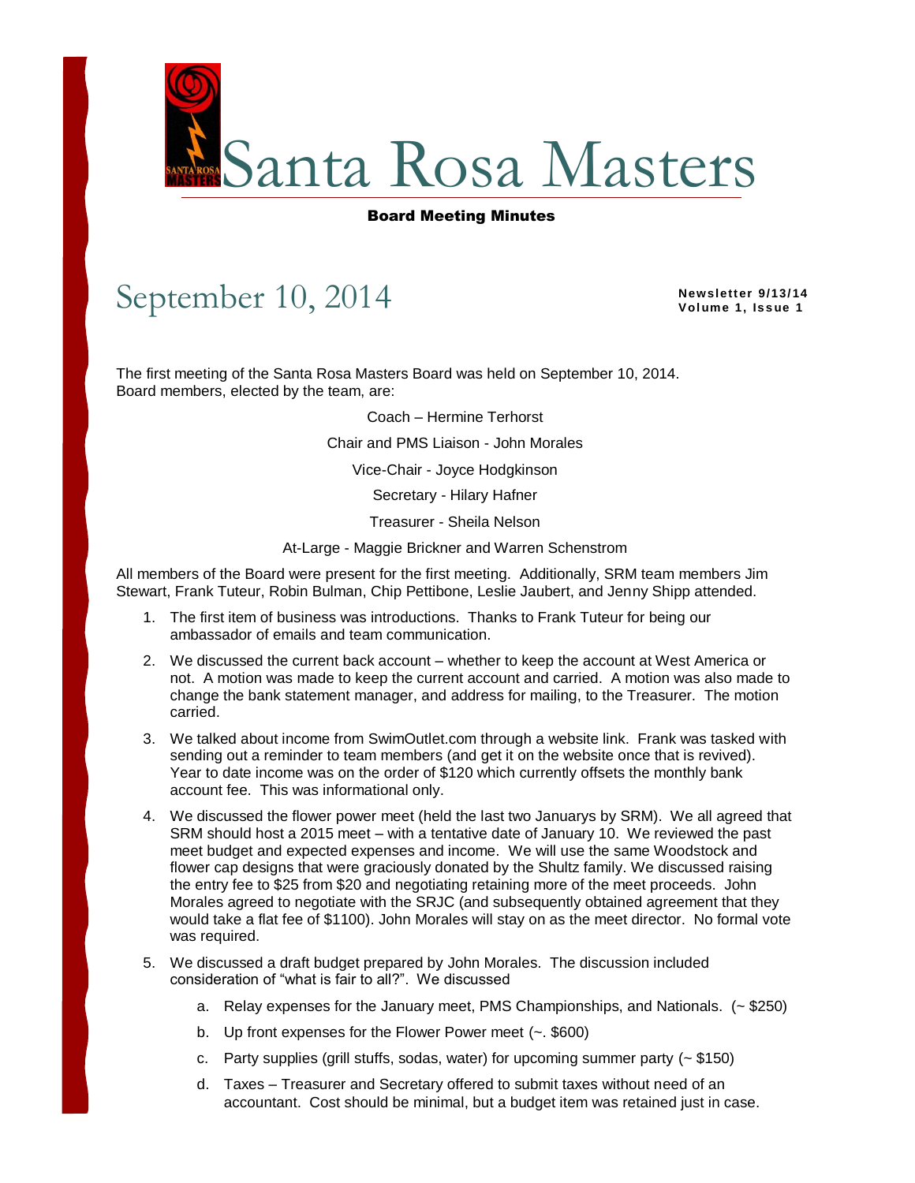# Santa Rosa Masters

**Board Meeting Minutes**

## September 10, 2014

**Newsletter 9/13/14**
**Volume 1, Issue 1**

The first meeting of the Santa Rosa Masters Board was held on September 10, 2014. Board members, elected by the team, are:

Coach – Hermine Terhorst

Chair and PMS Liaison - John Morales

Vice-Chair - Joyce Hodgkinson

Secretary - Hilary Hafner

Treasurer - Sheila Nelson

At-Large - Maggie Brickner and Warren Schenstrom

All members of the Board were present for the first meeting. Additionally, SRM team members Jim Stewart, Frank Tuteur, Robin Bulman, Chip Pettibone, Leslie Jaubert, and Jenny Shipp attended.

1. The first item of business was introductions. Thanks to Frank Tuteur for being our ambassador of emails and team communication.
2. We discussed the current back account – whether to keep the account at West America or not. A motion was made to keep the current account and carried. A motion was also made to change the bank statement manager, and address for mailing, to the Treasurer. The motion carried.
3. We talked about income from SwimOutlet.com through a website link. Frank was tasked with sending out a reminder to team members (and get it on the website once that is revived). Year to date income was on the order of $120 which currently offsets the monthly bank account fee. This was informational only.
4. We discussed the flower power meet (held the last two Januarys by SRM). We all agreed that SRM should host a 2015 meet – with a tentative date of January 10. We reviewed the past meet budget and expected expenses and income. We will use the same Woodstock and flower cap designs that were graciously donated by the Shultz family. We discussed raising the entry fee to $25 from $20 and negotiating retaining more of the meet proceeds. John Morales agreed to negotiate with the SRJC (and subsequently obtained agreement that they would take a flat fee of $1100). John Morales will stay on as the meet director. No formal vote was required.
5. We discussed a draft budget prepared by John Morales. The discussion included consideration of "what is fair to all?". We discussed
    a. Relay expenses for the January meet, PMS Championships, and Nationals. (~ $250)
    b. Up front expenses for the Flower Power meet (~. $600)
    c. Party supplies (grill stuffs, sodas, water) for upcoming summer party (~ $150)
    d. Taxes – Treasurer and Secretary offered to submit taxes without need of an accountant. Cost should be minimal, but a budget item was retained just in case.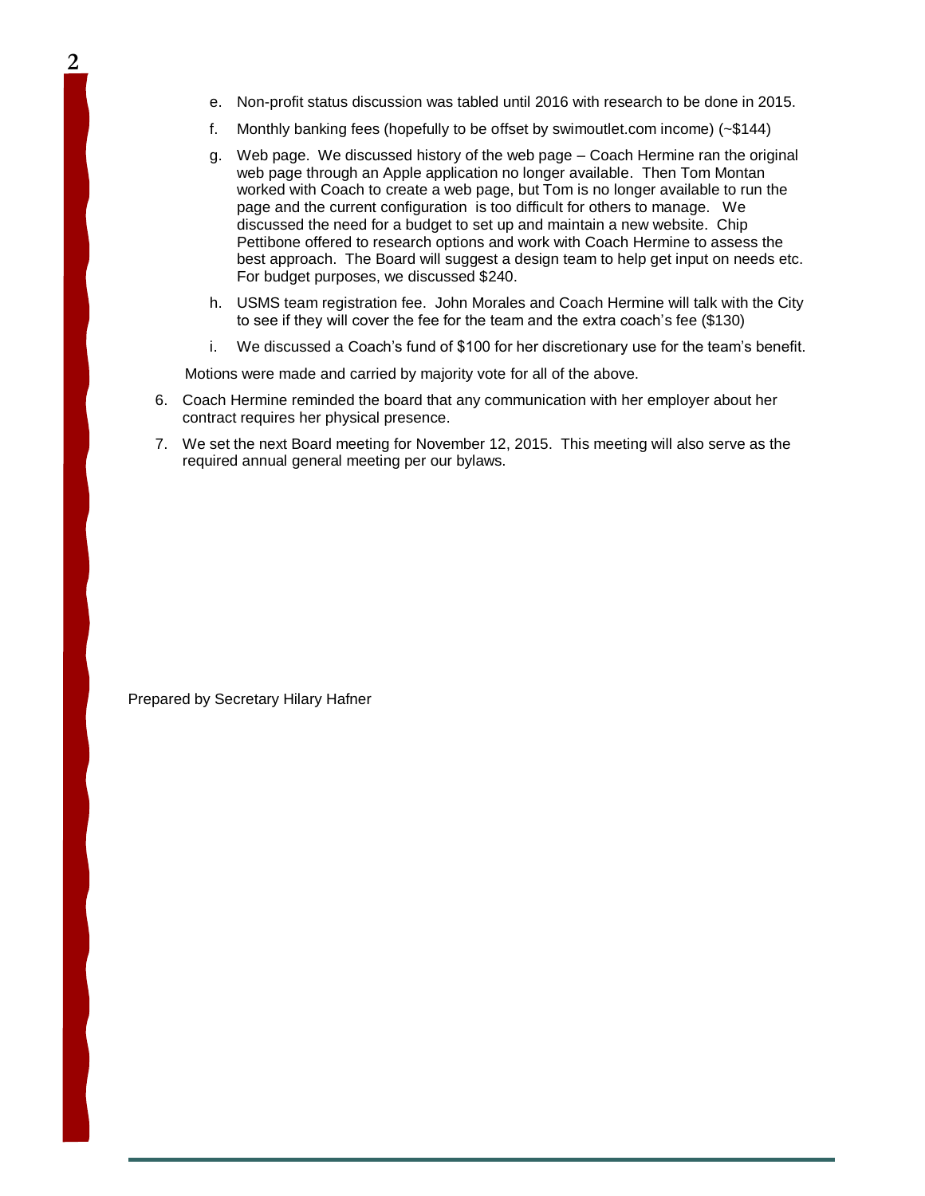e. Non-profit status discussion was tabled until 2016 with research to be done in 2015.

f. Monthly banking fees (hopefully to be offset by swimoutlet.com income) (~$144)

g. Web page. We discussed history of the web page – Coach Hermine ran the original web page through an Apple application no longer available. Then Tom Montan worked with Coach to create a web page, but Tom is no longer available to run the page and the current configuration is too difficult for others to manage. We discussed the need for a budget to set up and maintain a new website. Chip Pettibone offered to research options and work with Coach Hermine to assess the best approach. The Board will suggest a design team to help get input on needs etc. For budget purposes, we discussed $240.

h. USMS team registration fee. John Morales and Coach Hermine will talk with the City to see if they will cover the fee for the team and the extra coach's fee ($130)

i. We discussed a Coach's fund of $100 for her discretionary use for the team's benefit.

Motions were made and carried by majority vote for all of the above.

6. Coach Hermine reminded the board that any communication with her employer about her contract requires her physical presence.

7. We set the next Board meeting for November 12, 2015. This meeting will also serve as the required annual general meeting per our bylaws.

Prepared by Secretary Hilary Hafner